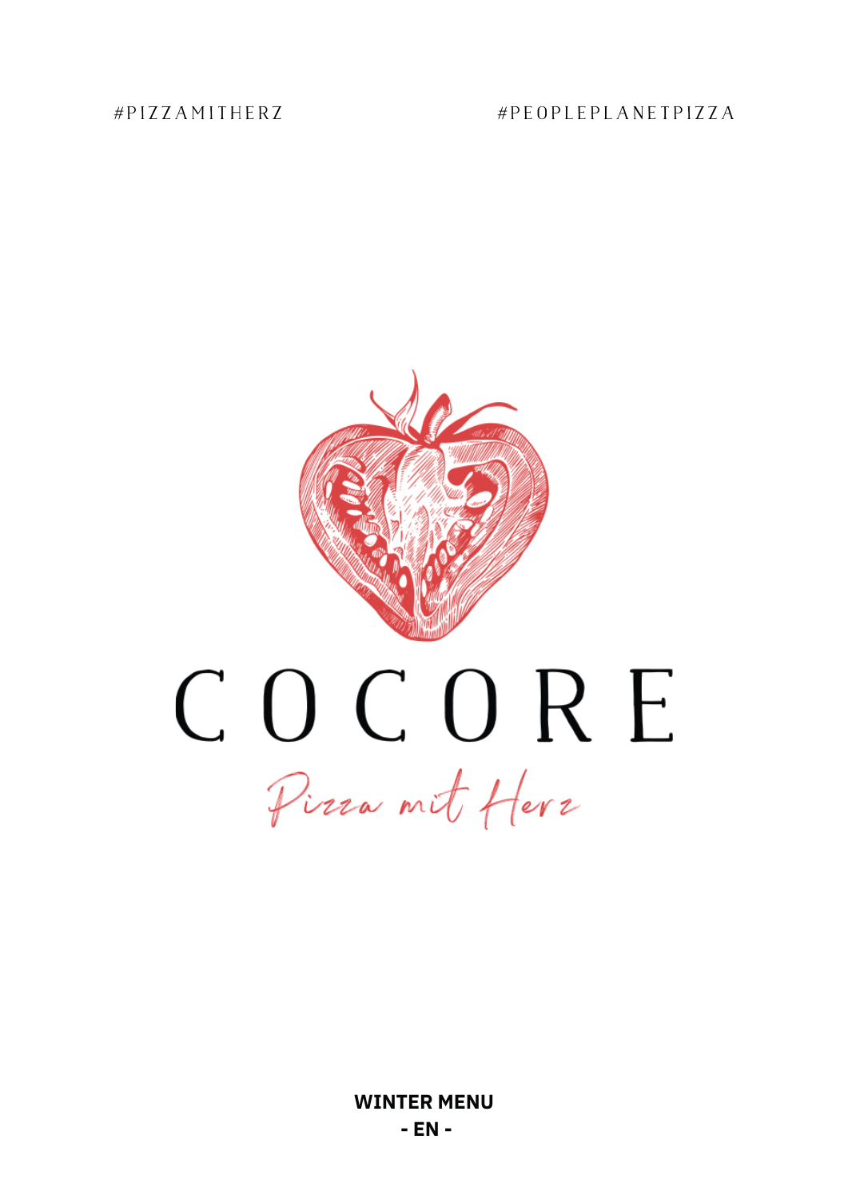#PIZZAMITHERZ

#PEOPLEPLANETPIZZA

# COCORE

*Pizza mit Herz*

**WINTER MENU**

**- EN -**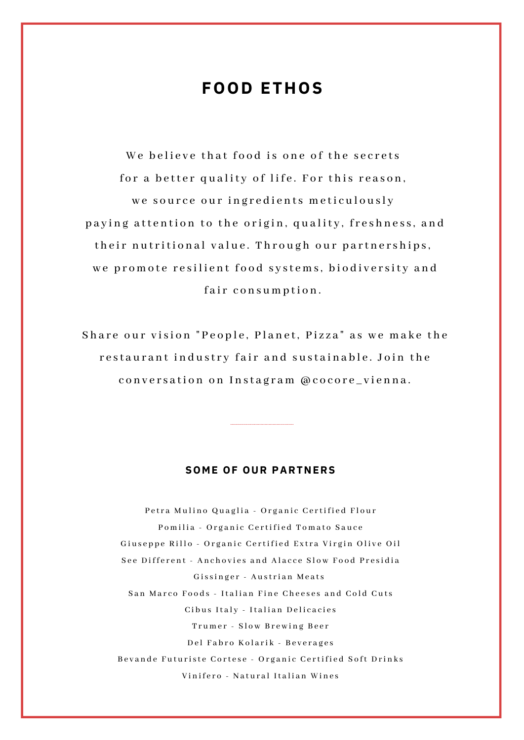# FOOD ETHOS

We believe that food is one of the secrets for a better quality of life. For this reason, we source our ingredients meticulously paying attention to the origin, quality, freshness, and their nutritional value. Through our partnerships, we promote resilient food systems, biodiversity and fair consumption.

Share our vision "People, Planet, Pizza" as we make the restaurant industry fair and sustainable. Join the conversation on Instagram @cocore_vienna.

---

## SOME OF OUR PARTNERS

Petra Mulino Quaglia - Organic Certified Flour
Pomilia - Organic Certified Tomato Sauce
Giuseppe Rillo - Organic Certified Extra Virgin Olive Oil
See Different - Anchovies and Alacce Slow Food Presidia
Gissinger - Austrian Meats
San Marco Foods - Italian Fine Cheeses and Cold Cuts
Cibus Italy - Italian Delicacies
Trumer - Slow Brewing Beer
Del Fabro Kolarik - Beverages
Bevande Futuriste Cortese - Organic Certified Soft Drinks
Vinifero - Natural Italian Wines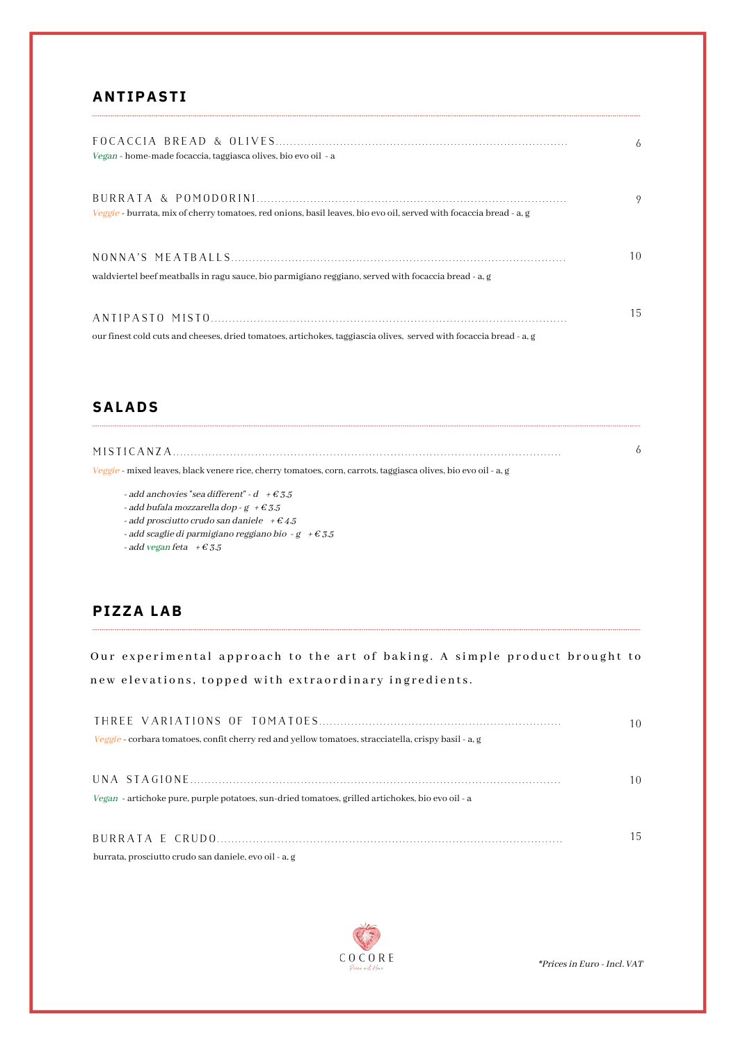## ANTIPASTI

**FOCACCIA BREAD & OLIVES** ........ 6
*Vegan* - home-made focaccia, taggiasca olives, bio evo oil - a

**BURRATA & POMODORINI** ........ 9
*Veggie* - burrata, mix of cherry tomatoes, red onions, basil leaves, bio evo oil, served with focaccia bread - a, g

**NONNA'S MEATBALLS** ........ 10
waldviertel beef meatballs in ragu sauce, bio parmigiano reggiano, served with focaccia bread - a, g

**ANTIPASTO MISTO** ........ 15
our finest cold cuts and cheeses, dried tomatoes, artichokes, taggiascia olives, served with focaccia bread - a, g

## SALADS

**MISTICANZA** ........ 6
*Veggie* - mixed leaves, black venere rice, cherry tomatoes, corn, carrots, taggiasca olives, bio evo oil - a, g

*- add anchovies "sea different" - d + € 3.5*
*- add bufala mozzarella dop - g + € 3.5*
*- add prosciutto crudo san daniele + € 4.5*
*- add scaglie di parmigiano reggiano bio - g + € 3.5*
*- add vegan feta + € 3.5*

## PIZZA LAB

Our experimental approach to the art of baking. A simple product brought to new elevations, topped with extraordinary ingredients.

**THREE VARIATIONS OF TOMATOES** ........ 10
*Veggie* - corbara tomatoes, confit cherry red and yellow tomatoes, stracciatella, crispy basil - a, g

**UNA STAGIONE** ........ 10
*Vegan* - artichoke pure, purple potatoes, sun-dried tomatoes, grilled artichokes, bio evo oil - a

**BURRATA E CRUDO** ........ 15
burrata, prosciutto crudo san daniele, evo oil - a, g

COCORE
Pizza mit Herz

*Prices in Euro - Incl. VAT*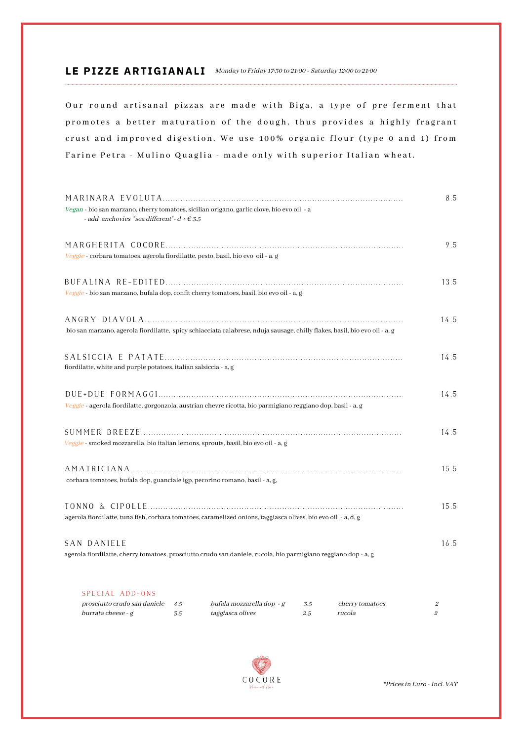## LE PIZZE ARTIGIANALI

*Monday to Friday 17:30 to 21:00 - Saturday 12:00 to 21:00*

Our round artisanal pizzas are made with Biga, a type of pre-ferment that promotes a better maturation of the dough, thus provides a highly fragrant crust and improved digestion. We use 100% organic flour (type 0 and 1) from Farine Petra - Mulino Quaglia - made only with superior Italian wheat.

**MARINARA EVOLUTA** ........ 8.5
*Vegan* - bio san marzano, cherry tomatoes, sicilian origano, garlic clove, bio evo oil - a
*- add anchovies "sea different"- d + € 3.5*

**MARGHERITA COCORE** ........ 9.5
*Veggie* - corbara tomatoes, agerola fiordilatte, pesto, basil, bio evo oil - a, g

**BUFALINA RE-EDITED** ........ 13.5
*Veggie* - bio san marzano, bufala dop, confit cherry tomatoes, basil, bio evo oil - a, g

**ANGRY DIAVOLA** ........ 14.5
bio san marzano, agerola fiordilatte, spicy schiacciata calabrese, nduja sausage, chilly flakes, basil, bio evo oil - a, g

**SALSICCIA E PATATE** ........ 14.5
fiordilatte, white and purple potatoes, italian salsiccia - a, g

**DUE+DUE FORMAGGI** ........ 14.5
*Veggie* - agerola fiordilatte, gorgonzola, austrian chevre ricotta, bio parmigiano reggiano dop, basil - a, g

**SUMMER BREEZE** ........ 14.5
*Veggie* - smoked mozzarella, bio italian lemons, sprouts, basil, bio evo oil - a, g

**AMATRICIANA** ........ 15.5
corbara tomatoes, bufala dop, guanciale igp, pecorino romano, basil - a, g,

**TONNO & CIPOLLE** ........ 15.5
agerola fiordilatte, tuna fish, corbara tomatoes, caramelized onions, taggiasca olives, bio evo oil - a, d, g

**SAN DANIELE** 16.5
agerola fiordilatte, cherry tomatoes, prosciutto crudo san daniele, rucola, bio parmigiano reggiano dop - a, g

### SPECIAL ADD-ONS

| | | | | | |
|---|---|---|---|---|---|
| *prosciutto crudo san daniele* | *4.5* | *bufala mozzarella dop - g* | *3.5* | *cherry tomatoes* | *2* |
| *burrata cheese - g* | *3.5* | *taggiasca olives* | *2.5* | *rucola* | *2* |

COCORE
*Pizza mit Herz*

*\*Prices in Euro - Incl. VAT*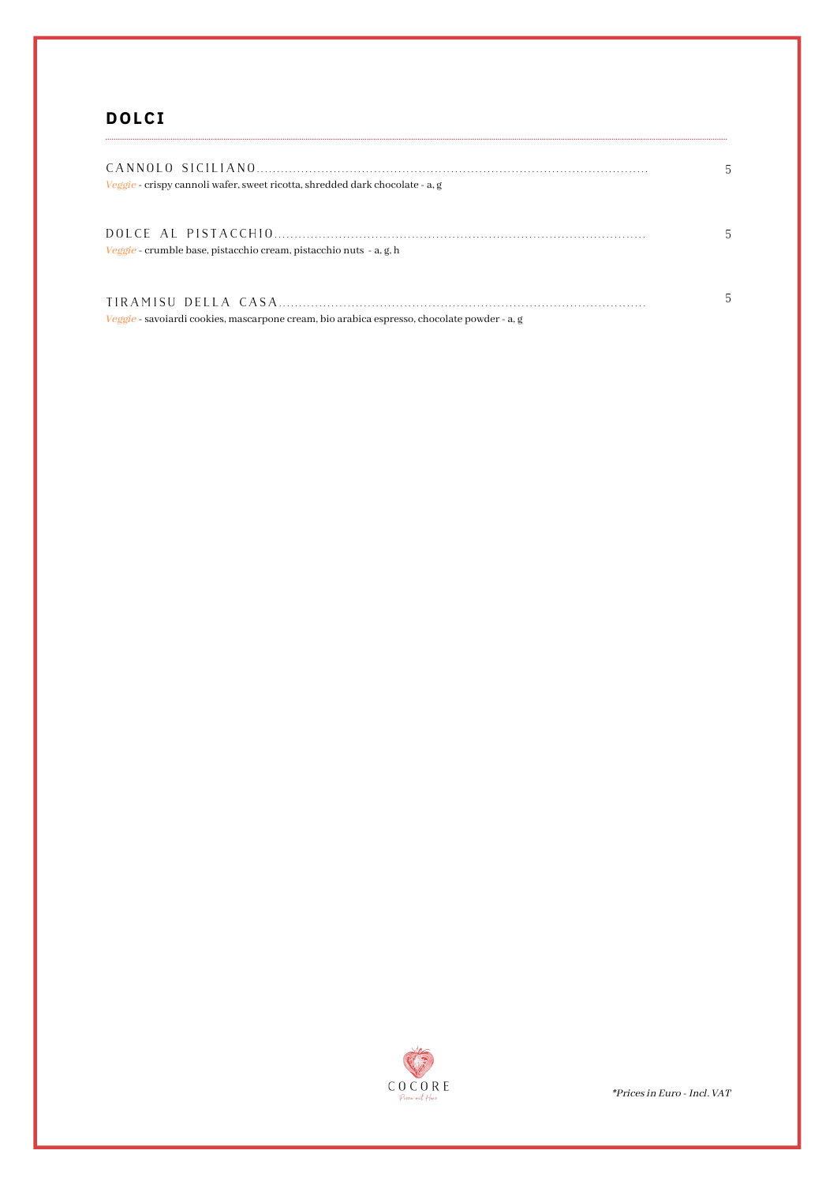## DOLCI

**CANNOLO SICILIANO** ........ 5

*Veggie* - crispy cannoli wafer, sweet ricotta, shredded dark chocolate - a, g

**DOLCE AL PISTACCHIO** ........ 5

*Veggie* - crumble base, pistacchio cream, pistacchio nuts - a, g, h

**TIRAMISU DELLA CASA** ........ 5

*Veggie* - savoiardi cookies, mascarpone cream, bio arabica espresso, chocolate powder - a, g

COCORE

*Prices in Euro - Incl. VAT*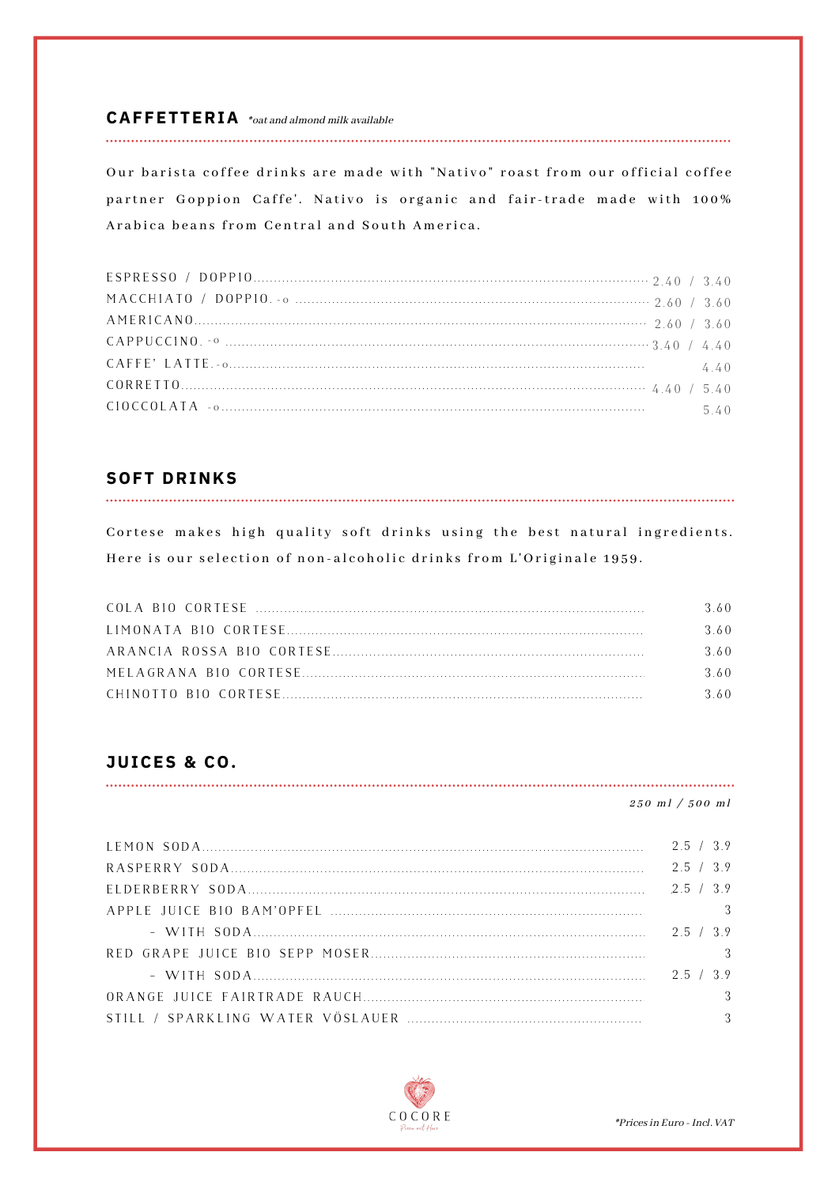## CAFFETTERIA *\*oat and almond milk available*

Our barista coffee drinks are made with "Nativo" roast from our official coffee partner Goppion Caffe'. Nativo is organic and fair-trade made with 100% Arabica beans from Central and South America.

| | |
|---|---|
| ESPRESSO / DOPPIO | 2.40 / 3.40 |
| MACCHIATO / DOPPIO. -o | 2.60 / 3.60 |
| AMERICANO | 2.60 / 3.60 |
| CAPPUCCINO. -o | 3.40 / 4.40 |
| CAFFE' LATTE. -o | 4.40 |
| CORRETTO | 4.40 / 5.40 |
| CIOCCOLATA -o | 5.40 |

## SOFT DRINKS

Cortese makes high quality soft drinks using the best natural ingredients. Here is our selection of non-alcoholic drinks from L'Originale 1959.

| | |
|---|---|
| COLA BIO CORTESE | 3.60 |
| LIMONATA BIO CORTESE | 3.60 |
| ARANCIA ROSSA BIO CORTESE | 3.60 |
| MELAGRANA BIO CORTESE | 3.60 |
| CHINOTTO BIO CORTESE | 3.60 |

## JUICES & CO.

| | *250 ml / 500 ml* |
|---|---|
| LEMON SODA | 2.5 / 3.9 |
| RASPERRY SODA | 2.5 / 3.9 |
| ELDERBERRY SODA | 2.5 / 3.9 |
| APPLE JUICE BIO BAM'OPFEL | 3 |
| - WITH SODA | 2.5 / 3.9 |
| RED GRAPE JUICE BIO SEPP MOSER | 3 |
| - WITH SODA | 2.5 / 3.9 |
| ORANGE JUICE FAIRTRADE RAUCH | 3 |
| STILL / SPARKLING WATER VÖSLAUER | 3 |

COCORE

*\*Prices in Euro - Incl. VAT*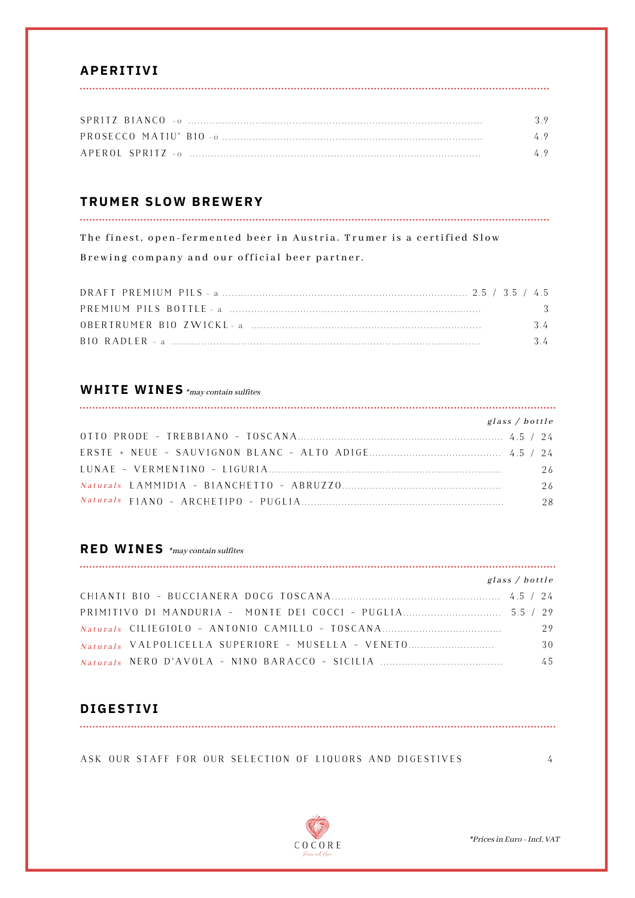## APERITIVI

| | |
|---|---|
| SPRITZ BIANCO - o | 3.9 |
| PROSECCO MATIU' BIO - o | 4.9 |
| APEROL SPRITZ - o | 4.9 |

## TRUMER SLOW BREWERY

The finest, open-fermented beer in Austria. Trumer is a certified Slow Brewing company and our official beer partner.

| | |
|---|---|
| DRAFT PREMIUM PILS - a | 2.5 / 3.5 / 4.5 |
| PREMIUM PILS BOTTLE - a | 3 |
| OBERTRUMER BIO ZWICKL - a | 3.4 |
| BIO RADLER - a | 3.4 |

## WHITE WINES *may contain sulfites

| | *glass / bottle* |
|---|---|
| OTTO PRODE - TREBBIANO - TOSCANA | 4.5 / 24 |
| ERSTE + NEUE - SAUVIGNON BLANC - ALTO ADIGE | 4.5 / 24 |
| LUNAE - VERMENTINO - LIGURIA | 26 |
| *Naturals* LAMMIDIA - BIANCHETTO - ABRUZZO | 26 |
| *Naturals* FIANO - ARCHETIPO - PUGLIA | 28 |

## RED WINES *may contain sulfites

| | *glass / bottle* |
|---|---|
| CHIANTI BIO - BUCCIANERA DOCG TOSCANA | 4.5 / 24 |
| PRIMITIVO DI MANDURIA - MONTE DEI COCCI - PUGLIA | 5.5 / 29 |
| *Naturals* CILIEGIOLO - ANTONIO CAMILLO - TOSCANA | 29 |
| *Naturals* VALPOLICELLA SUPERIORE - MUSELLA - VENETO | 30 |
| *Naturals* NERO D'AVOLA - NINO BARACCO - SICILIA | 45 |

## DIGESTIVI

| | |
|---|---|
| ASK OUR STAFF FOR OUR SELECTION OF LIQUORS AND DIGESTIVES | 4 |

COCORE

*Prices in Euro - Incl. VAT